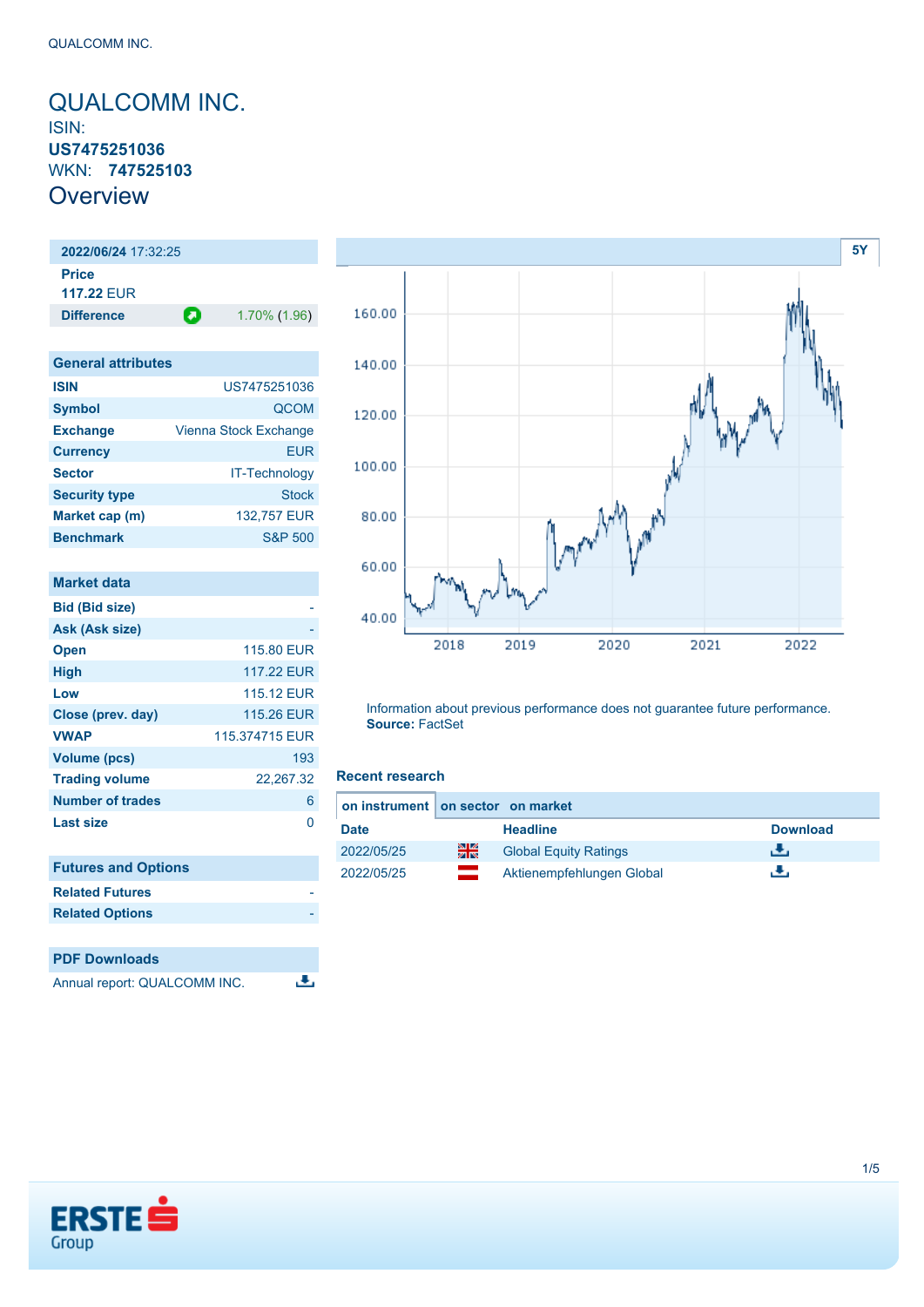# QUALCOMM INC.

ISIN: **US7475251036**

WKN: **747525103**

## Overview

**2022/06/24** 17:32:25

| | |
|---|---|
| **Price** | |
| **117.22** EUR | |
| **Difference** | 1.70% (1.96) |

| General attributes | |
|---|---|
| **ISIN** | US7475251036 |
| **Symbol** | QCOM |
| **Exchange** | Vienna Stock Exchange |
| **Currency** | EUR |
| **Sector** | IT-Technology |
| **Security type** | Stock |
| **Market cap (m)** | 132,757 EUR |
| **Benchmark** | S&P 500 |

| Market data | |
|---|---|
| **Bid (Bid size)** | - |
| **Ask (Ask size)** | - |
| **Open** | 115.80 EUR |
| **High** | 117.22 EUR |
| **Low** | 115.12 EUR |
| **Close (prev. day)** | 115.26 EUR |
| **VWAP** | 115.374715 EUR |
| **Volume (pcs)** | 193 |
| **Trading volume** | 22,267.32 |
| **Number of trades** | 6 |
| **Last size** | 0 |

| Futures and Options | |
|---|---|
| **Related Futures** | - |
| **Related Options** | - |

**PDF Downloads**

Annual report: QUALCOMM INC.

5Y

Information about previous performance does not guarantee future performance.
**Source:** FactSet

### Recent research

on instrument | on sector | on market

| Date | Headline | Download |
|---|---|---|
| 2022/05/25 | Global Equity Ratings | |
| 2022/05/25 | Aktienempfehlungen Global | |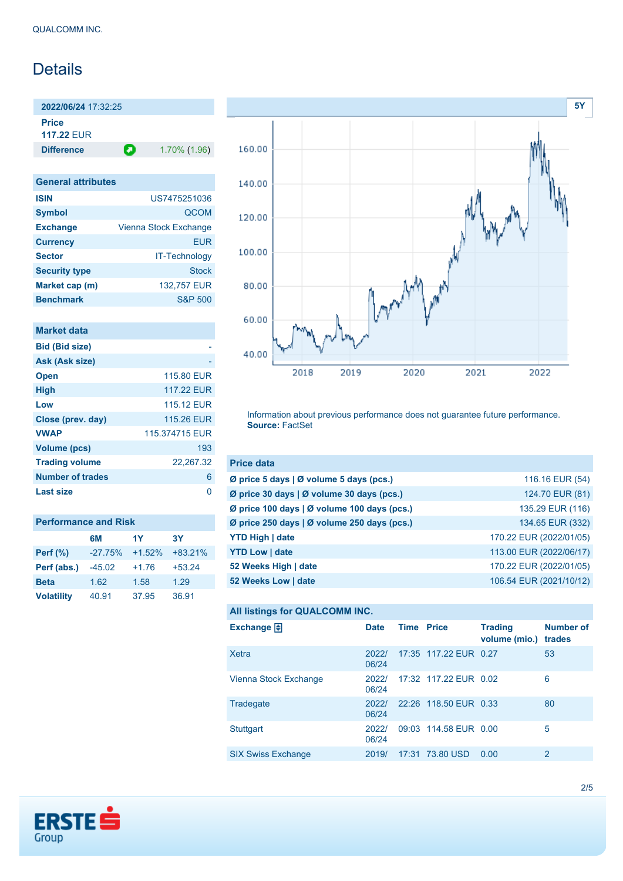# Details

| 2022/06/24 17:32:25 | |
|---|---|
| **Price** | |
| **117.22** EUR | |
| **Difference** | 1.70% (1.96) |

| General attributes | |
|---|---|
| **ISIN** | US7475251036 |
| **Symbol** | QCOM |
| **Exchange** | Vienna Stock Exchange |
| **Currency** | EUR |
| **Sector** | IT-Technology |
| **Security type** | Stock |
| **Market cap (m)** | 132,757 EUR |
| **Benchmark** | S&P 500 |

| Market data | |
|---|---|
| **Bid (Bid size)** | - |
| **Ask (Ask size)** | - |
| **Open** | 115.80 EUR |
| **High** | 117.22 EUR |
| **Low** | 115.12 EUR |
| **Close (prev. day)** | 115.26 EUR |
| **VWAP** | 115.374715 EUR |
| **Volume (pcs)** | 193 |
| **Trading volume** | 22,267.32 |
| **Number of trades** | 6 |
| **Last size** | 0 |

| Performance and Risk | 6M | 1Y | 3Y |
|---|---|---|---|
| **Perf (%)** | -27.75% | +1.52% | +83.21% |
| **Perf (abs.)** | -45.02 | +1.76 | +53.24 |
| **Beta** | 1.62 | 1.58 | 1.29 |
| **Volatility** | 40.91 | 37.95 | 36.91 |

5Y

Information about previous performance does not guarantee future performance.
**Source:** FactSet

| Price data | |
|---|---|
| **Ø price 5 days \| Ø volume 5 days (pcs.)** | 116.16 EUR (54) |
| **Ø price 30 days \| Ø volume 30 days (pcs.)** | 124.70 EUR (81) |
| **Ø price 100 days \| Ø volume 100 days (pcs.)** | 135.29 EUR (116) |
| **Ø price 250 days \| Ø volume 250 days (pcs.)** | 134.65 EUR (332) |
| **YTD High \| date** | 170.22 EUR (2022/01/05) |
| **YTD Low \| date** | 113.00 EUR (2022/06/17) |
| **52 Weeks High \| date** | 170.22 EUR (2022/01/05) |
| **52 Weeks Low \| date** | 106.54 EUR (2021/10/12) |

**All listings for QUALCOMM INC.**

| Exchange | Date | Time | Price | Trading volume (mio.) | Number of trades |
|---|---|---|---|---|---|
| Xetra | 2022/06/24 | 17:35 | 117.22 EUR | 0.27 | 53 |
| Vienna Stock Exchange | 2022/06/24 | 17:32 | 117.22 EUR | 0.02 | 6 |
| Tradegate | 2022/06/24 | 22:26 | 118.50 EUR | 0.33 | 80 |
| Stuttgart | 2022/06/24 | 09:03 | 114.58 EUR | 0.00 | 5 |
| SIX Swiss Exchange | 2019/ | 17:31 | 73.80 USD | 0.00 | 2 |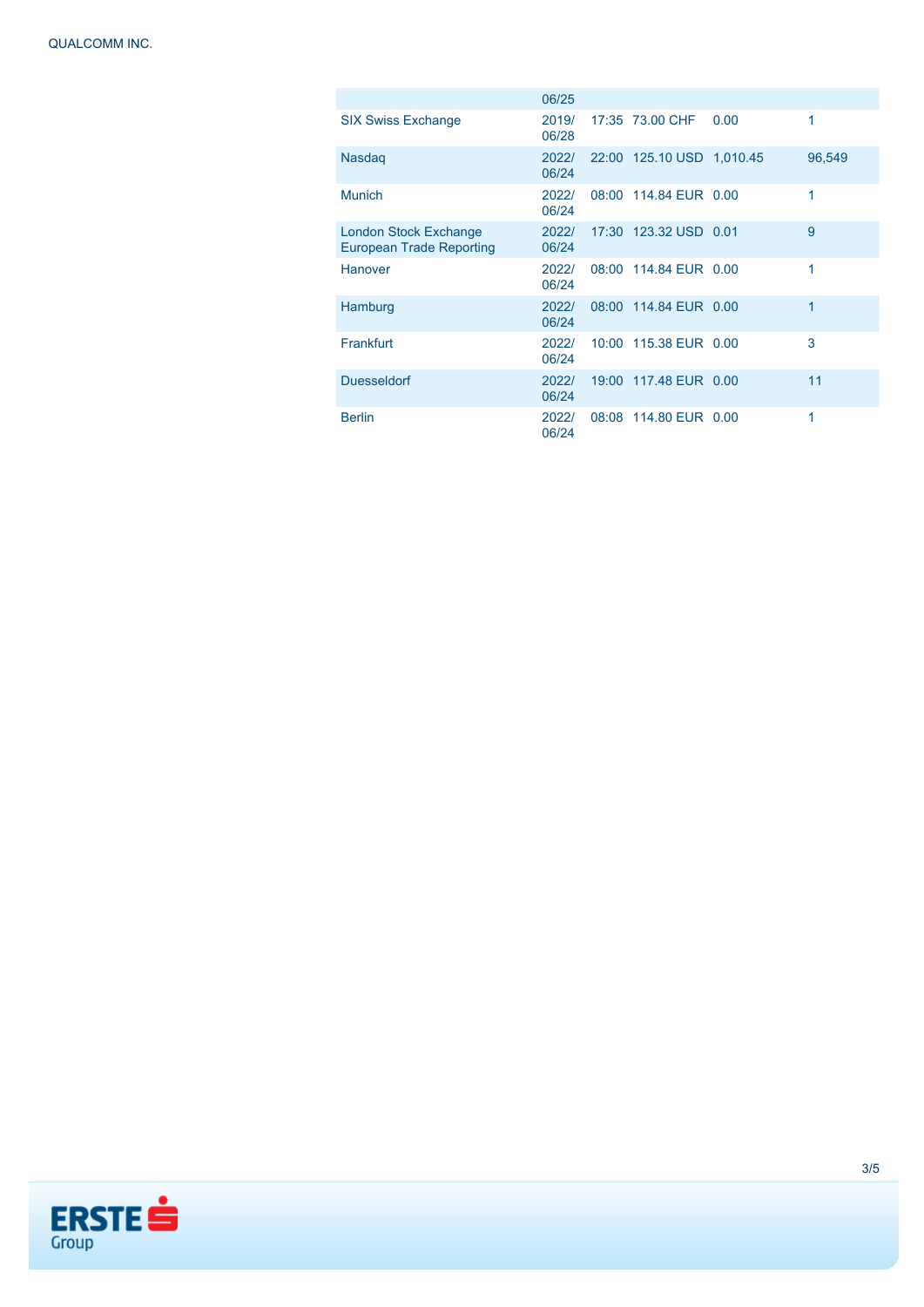| | | | | | |
|---|---|---|---|---|---|
| | 06/25 | | | | |
| SIX Swiss Exchange | 2019/ 06/28 | 17:35 | 73.00 CHF | 0.00 | 1 |
| Nasdaq | 2022/ 06/24 | 22:00 | 125.10 USD | 1,010.45 | 96,549 |
| Munich | 2022/ 06/24 | 08:00 | 114.84 EUR | 0.00 | 1 |
| London Stock Exchange European Trade Reporting | 2022/ 06/24 | 17:30 | 123.32 USD | 0.01 | 9 |
| Hanover | 2022/ 06/24 | 08:00 | 114.84 EUR | 0.00 | 1 |
| Hamburg | 2022/ 06/24 | 08:00 | 114.84 EUR | 0.00 | 1 |
| Frankfurt | 2022/ 06/24 | 10:00 | 115.38 EUR | 0.00 | 3 |
| Duesseldorf | 2022/ 06/24 | 19:00 | 117.48 EUR | 0.00 | 11 |
| Berlin | 2022/ 06/24 | 08:08 | 114.80 EUR | 0.00 | 1 |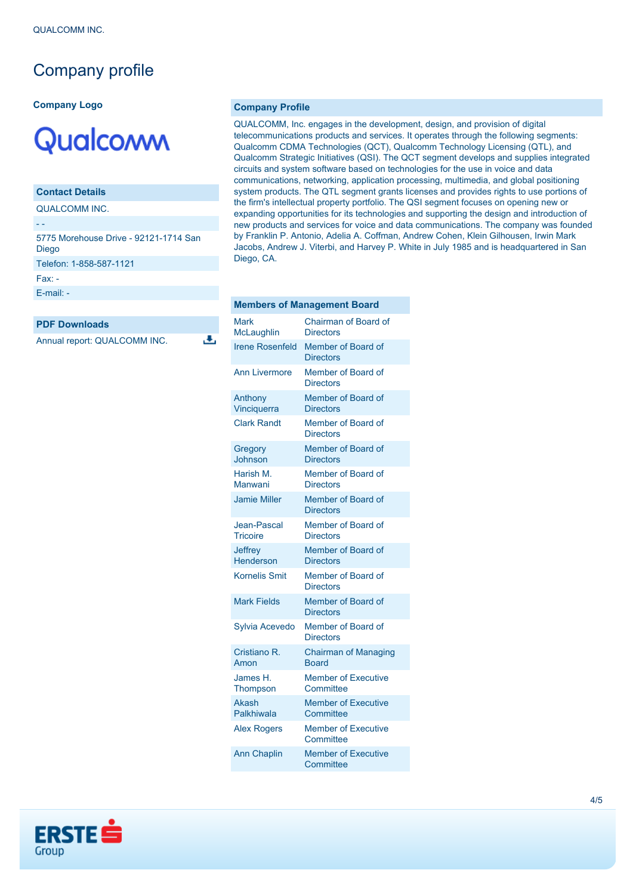# Company profile

### Company Logo

Qualcomm

### Contact Details

QUALCOMM INC.

\- -

5775 Morehouse Drive - 92121-1714 San Diego

Telefon: 1-858-587-1121

Fax: -

E-mail: -

### PDF Downloads

Annual report: QUALCOMM INC.

### Company Profile

QUALCOMM, Inc. engages in the development, design, and provision of digital telecommunications products and services. It operates through the following segments: Qualcomm CDMA Technologies (QCT), Qualcomm Technology Licensing (QTL), and Qualcomm Strategic Initiatives (QSI). The QCT segment develops and supplies integrated circuits and system software based on technologies for the use in voice and data communications, networking, application processing, multimedia, and global positioning system products. The QTL segment grants licenses and provides rights to use portions of the firm's intellectual property portfolio. The QSI segment focuses on opening new or expanding opportunities for its technologies and supporting the design and introduction of new products and services for voice and data communications. The company was founded by Franklin P. Antonio, Adelia A. Coffman, Andrew Cohen, Klein Gilhousen, Irwin Mark Jacobs, Andrew J. Viterbi, and Harvey P. White in July 1985 and is headquartered in San Diego, CA.

### Members of Management Board

| Name | Position |
|---|---|
| Mark McLaughlin | Chairman of Board of Directors |
| Irene Rosenfeld | Member of Board of Directors |
| Ann Livermore | Member of Board of Directors |
| Anthony Vinciquerra | Member of Board of Directors |
| Clark Randt | Member of Board of Directors |
| Gregory Johnson | Member of Board of Directors |
| Harish M. Manwani | Member of Board of Directors |
| Jamie Miller | Member of Board of Directors |
| Jean-Pascal Tricoire | Member of Board of Directors |
| Jeffrey Henderson | Member of Board of Directors |
| Kornelis Smit | Member of Board of Directors |
| Mark Fields | Member of Board of Directors |
| Sylvia Acevedo | Member of Board of Directors |
| Cristiano R. Amon | Chairman of Managing Board |
| James H. Thompson | Member of Executive Committee |
| Akash Palkhiwala | Member of Executive Committee |
| Alex Rogers | Member of Executive Committee |
| Ann Chaplin | Member of Executive Committee |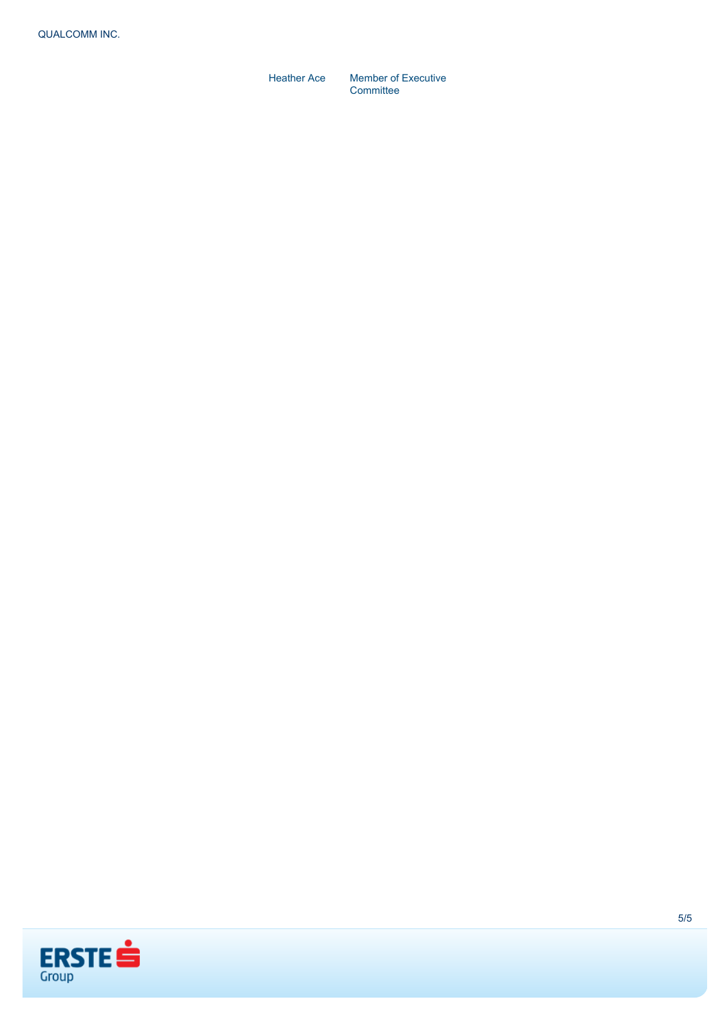| | |
|---|---|
| Heather Ace | Member of Executive Committee |